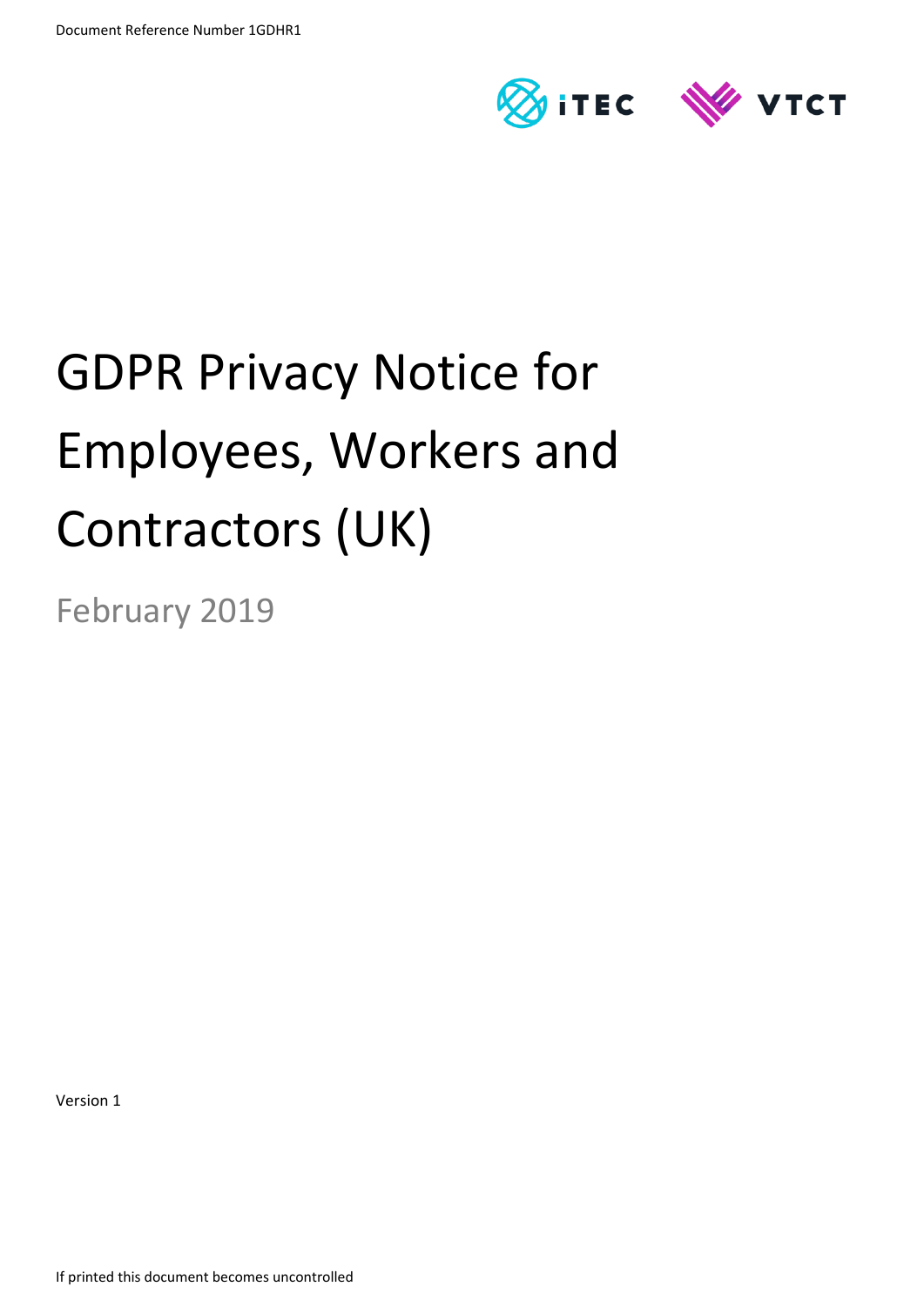Document Reference Number 1GDHR1

iTEC VTCT

# GDPR Privacy Notice for Employees, Workers and Contractors (UK)

February 2019

Version 1

If printed this document becomes uncontrolled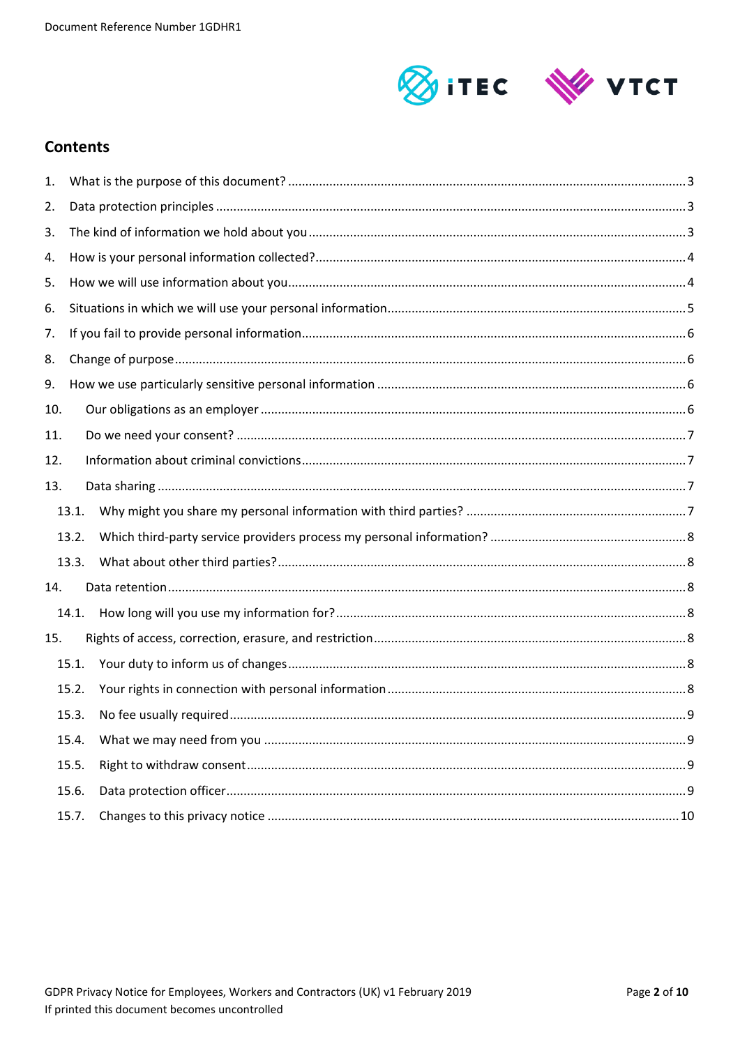## Contents

1. What is the purpose of this document? ... 3
2. Data protection principles ... 3
3. The kind of information we hold about you ... 3
4. How is your personal information collected? ... 4
5. How we will use information about you ... 4
6. Situations in which we will use your personal information ... 5
7. If you fail to provide personal information ... 6
8. Change of purpose ... 6
9. How we use particularly sensitive personal information ... 6
10. Our obligations as an employer ... 6
11. Do we need your consent? ... 7
12. Information about criminal convictions ... 7
13. Data sharing ... 7
    - 13.1. Why might you share my personal information with third parties? ... 7
    - 13.2. Which third-party service providers process my personal information? ... 8
    - 13.3. What about other third parties? ... 8
14. Data retention ... 8
    - 14.1. How long will you use my information for? ... 8
15. Rights of access, correction, erasure, and restriction ... 8
    - 15.1. Your duty to inform us of changes ... 8
    - 15.2. Your rights in connection with personal information ... 8
    - 15.3. No fee usually required ... 9
    - 15.4. What we may need from you ... 9
    - 15.5. Right to withdraw consent ... 9
    - 15.6. Data protection officer ... 9
    - 15.7. Changes to this privacy notice ... 10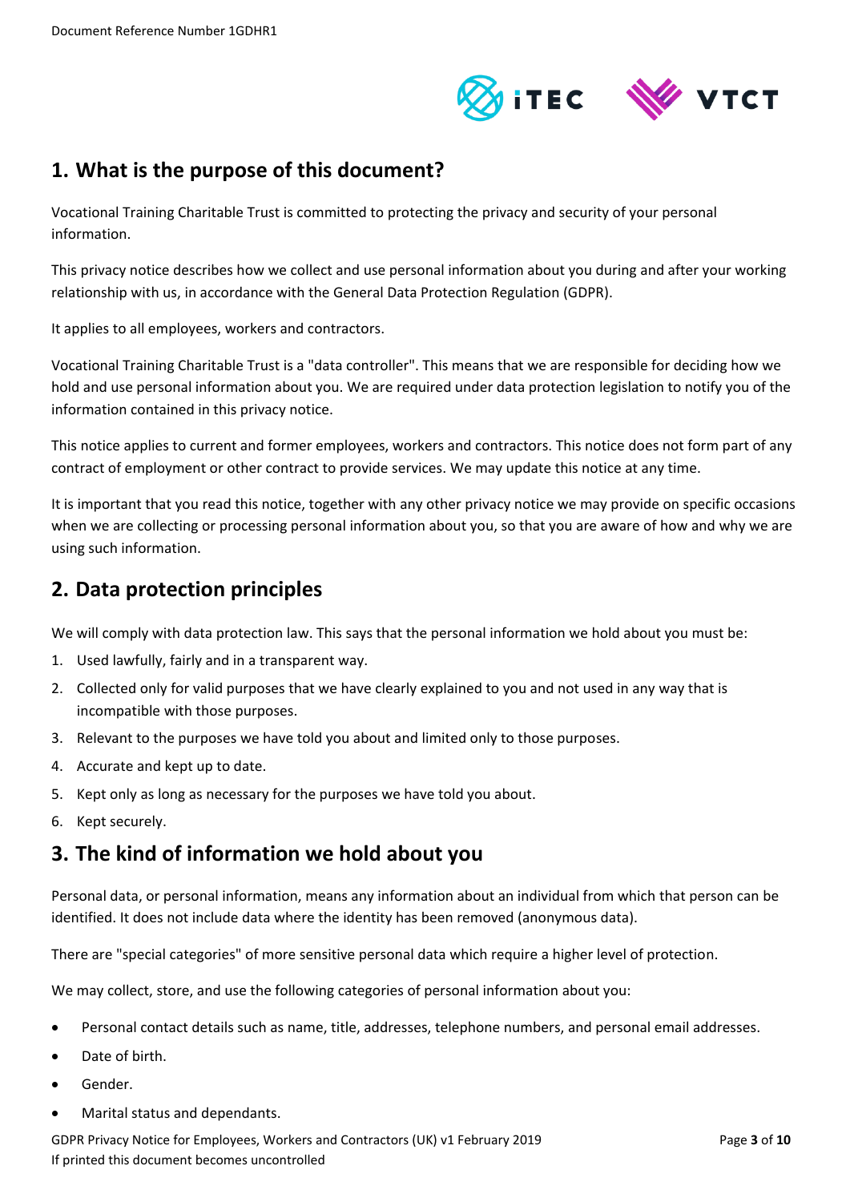## 1. What is the purpose of this document?

Vocational Training Charitable Trust is committed to protecting the privacy and security of your personal information.

This privacy notice describes how we collect and use personal information about you during and after your working relationship with us, in accordance with the General Data Protection Regulation (GDPR).

It applies to all employees, workers and contractors.

Vocational Training Charitable Trust is a "data controller". This means that we are responsible for deciding how we hold and use personal information about you. We are required under data protection legislation to notify you of the information contained in this privacy notice.

This notice applies to current and former employees, workers and contractors. This notice does not form part of any contract of employment or other contract to provide services. We may update this notice at any time.

It is important that you read this notice, together with any other privacy notice we may provide on specific occasions when we are collecting or processing personal information about you, so that you are aware of how and why we are using such information.

## 2. Data protection principles

We will comply with data protection law. This says that the personal information we hold about you must be:

1. Used lawfully, fairly and in a transparent way.
2. Collected only for valid purposes that we have clearly explained to you and not used in any way that is incompatible with those purposes.
3. Relevant to the purposes we have told you about and limited only to those purposes.
4. Accurate and kept up to date.
5. Kept only as long as necessary for the purposes we have told you about.
6. Kept securely.

## 3. The kind of information we hold about you

Personal data, or personal information, means any information about an individual from which that person can be identified. It does not include data where the identity has been removed (anonymous data).

There are "special categories" of more sensitive personal data which require a higher level of protection.

We may collect, store, and use the following categories of personal information about you:

- Personal contact details such as name, title, addresses, telephone numbers, and personal email addresses.
- Date of birth.
- Gender.
- Marital status and dependants.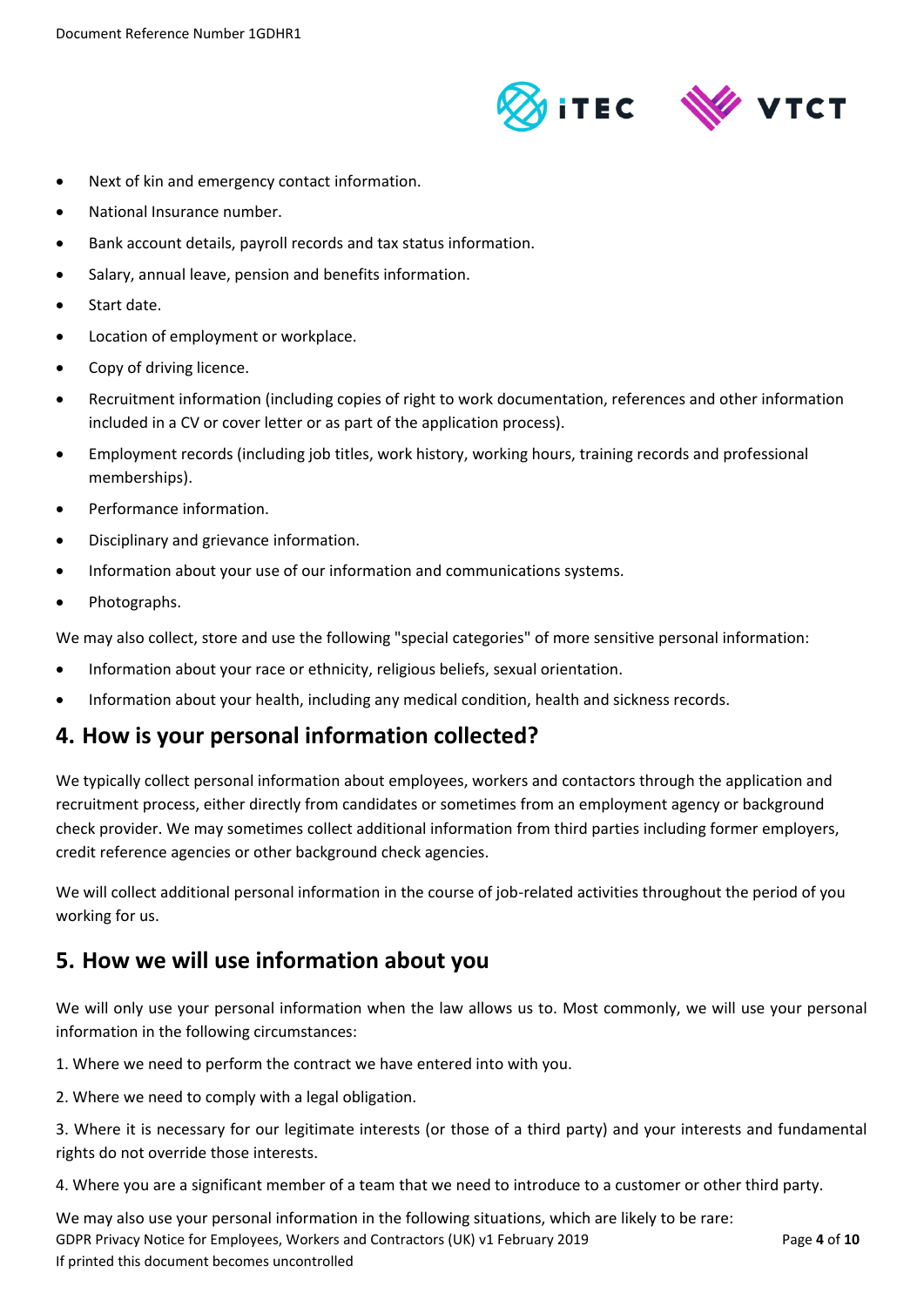- Next of kin and emergency contact information.
- National Insurance number.
- Bank account details, payroll records and tax status information.
- Salary, annual leave, pension and benefits information.
- Start date.
- Location of employment or workplace.
- Copy of driving licence.
- Recruitment information (including copies of right to work documentation, references and other information included in a CV or cover letter or as part of the application process).
- Employment records (including job titles, work history, working hours, training records and professional memberships).
- Performance information.
- Disciplinary and grievance information.
- Information about your use of our information and communications systems.
- Photographs.

We may also collect, store and use the following "special categories" of more sensitive personal information:

- Information about your race or ethnicity, religious beliefs, sexual orientation.
- Information about your health, including any medical condition, health and sickness records.

## 4. How is your personal information collected?

We typically collect personal information about employees, workers and contactors through the application and recruitment process, either directly from candidates or sometimes from an employment agency or background check provider. We may sometimes collect additional information from third parties including former employers, credit reference agencies or other background check agencies.

We will collect additional personal information in the course of job-related activities throughout the period of you working for us.

## 5. How we will use information about you

We will only use your personal information when the law allows us to. Most commonly, we will use your personal information in the following circumstances:

1. Where we need to perform the contract we have entered into with you.

2. Where we need to comply with a legal obligation.

3. Where it is necessary for our legitimate interests (or those of a third party) and your interests and fundamental rights do not override those interests.

4. Where you are a significant member of a team that we need to introduce to a customer or other third party.

We may also use your personal information in the following situations, which are likely to be rare: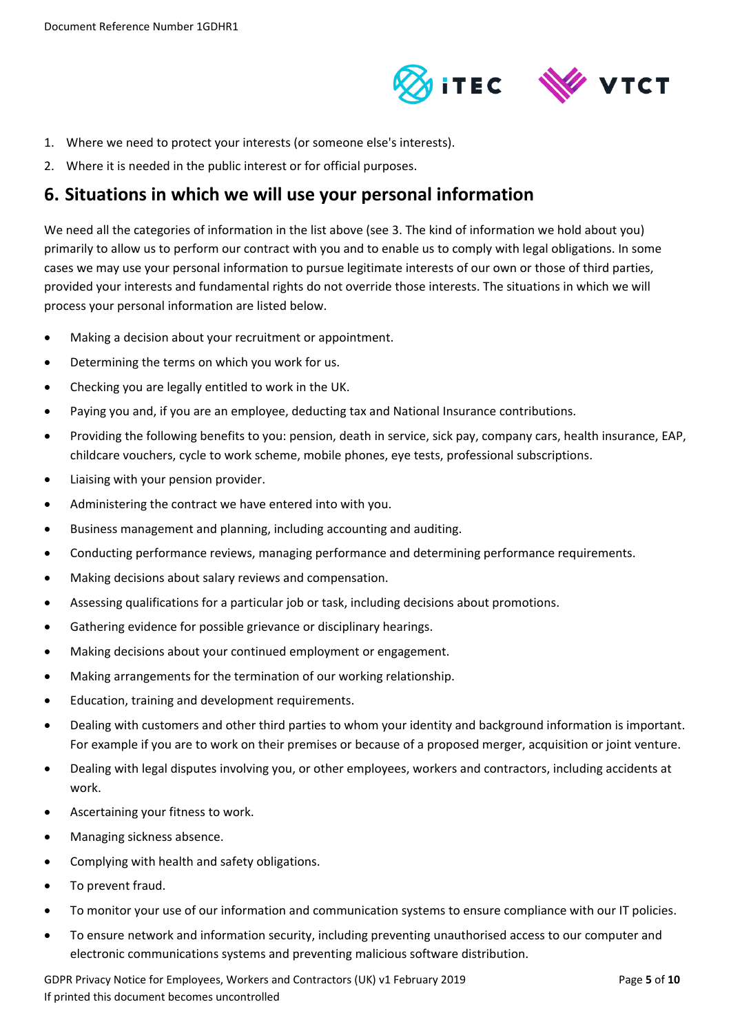1. Where we need to protect your interests (or someone else's interests).
2. Where it is needed in the public interest or for official purposes.

## 6. Situations in which we will use your personal information

We need all the categories of information in the list above (see 3. The kind of information we hold about you) primarily to allow us to perform our contract with you and to enable us to comply with legal obligations. In some cases we may use your personal information to pursue legitimate interests of our own or those of third parties, provided your interests and fundamental rights do not override those interests. The situations in which we will process your personal information are listed below.

- Making a decision about your recruitment or appointment.
- Determining the terms on which you work for us.
- Checking you are legally entitled to work in the UK.
- Paying you and, if you are an employee, deducting tax and National Insurance contributions.
- Providing the following benefits to you: pension, death in service, sick pay, company cars, health insurance, EAP, childcare vouchers, cycle to work scheme, mobile phones, eye tests, professional subscriptions.
- Liaising with your pension provider.
- Administering the contract we have entered into with you.
- Business management and planning, including accounting and auditing.
- Conducting performance reviews, managing performance and determining performance requirements.
- Making decisions about salary reviews and compensation.
- Assessing qualifications for a particular job or task, including decisions about promotions.
- Gathering evidence for possible grievance or disciplinary hearings.
- Making decisions about your continued employment or engagement.
- Making arrangements for the termination of our working relationship.
- Education, training and development requirements.
- Dealing with customers and other third parties to whom your identity and background information is important. For example if you are to work on their premises or because of a proposed merger, acquisition or joint venture.
- Dealing with legal disputes involving you, or other employees, workers and contractors, including accidents at work.
- Ascertaining your fitness to work.
- Managing sickness absence.
- Complying with health and safety obligations.
- To prevent fraud.
- To monitor your use of our information and communication systems to ensure compliance with our IT policies.
- To ensure network and information security, including preventing unauthorised access to our computer and electronic communications systems and preventing malicious software distribution.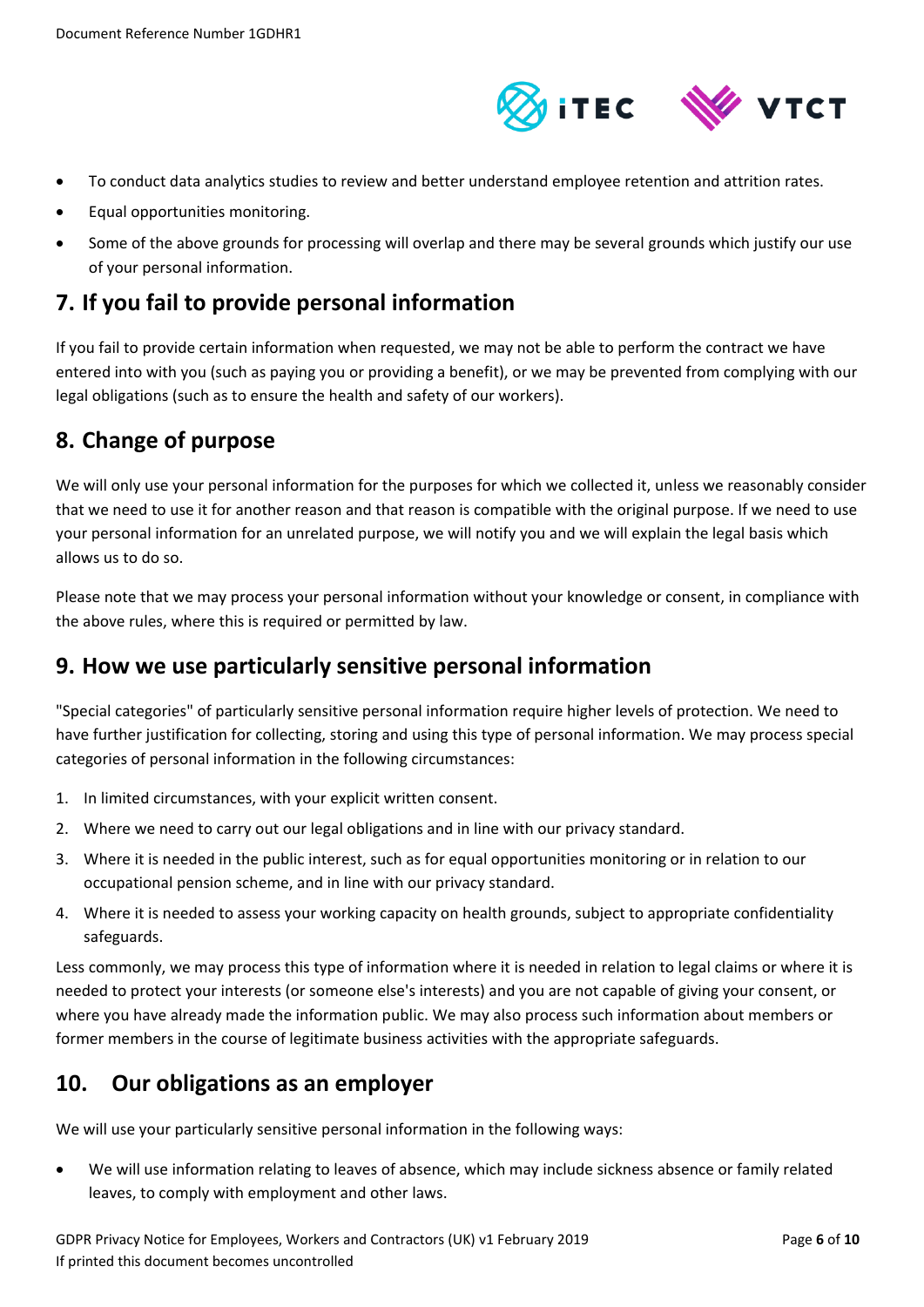- To conduct data analytics studies to review and better understand employee retention and attrition rates.
- Equal opportunities monitoring.
- Some of the above grounds for processing will overlap and there may be several grounds which justify our use of your personal information.

## 7. If you fail to provide personal information

If you fail to provide certain information when requested, we may not be able to perform the contract we have entered into with you (such as paying you or providing a benefit), or we may be prevented from complying with our legal obligations (such as to ensure the health and safety of our workers).

## 8. Change of purpose

We will only use your personal information for the purposes for which we collected it, unless we reasonably consider that we need to use it for another reason and that reason is compatible with the original purpose. If we need to use your personal information for an unrelated purpose, we will notify you and we will explain the legal basis which allows us to do so.

Please note that we may process your personal information without your knowledge or consent, in compliance with the above rules, where this is required or permitted by law.

## 9. How we use particularly sensitive personal information

"Special categories" of particularly sensitive personal information require higher levels of protection. We need to have further justification for collecting, storing and using this type of personal information. We may process special categories of personal information in the following circumstances:

1. In limited circumstances, with your explicit written consent.
2. Where we need to carry out our legal obligations and in line with our privacy standard.
3. Where it is needed in the public interest, such as for equal opportunities monitoring or in relation to our occupational pension scheme, and in line with our privacy standard.
4. Where it is needed to assess your working capacity on health grounds, subject to appropriate confidentiality safeguards.

Less commonly, we may process this type of information where it is needed in relation to legal claims or where it is needed to protect your interests (or someone else's interests) and you are not capable of giving your consent, or where you have already made the information public. We may also process such information about members or former members in the course of legitimate business activities with the appropriate safeguards.

## 10. Our obligations as an employer

We will use your particularly sensitive personal information in the following ways:

- We will use information relating to leaves of absence, which may include sickness absence or family related leaves, to comply with employment and other laws.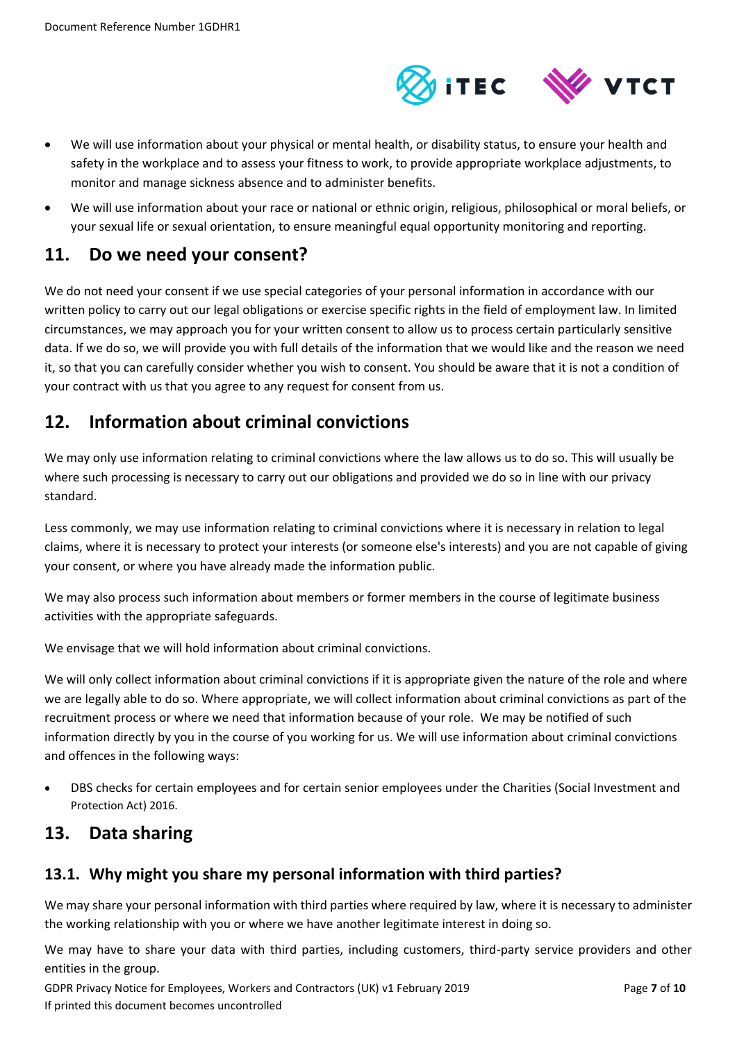- We will use information about your physical or mental health, or disability status, to ensure your health and safety in the workplace and to assess your fitness to work, to provide appropriate workplace adjustments, to monitor and manage sickness absence and to administer benefits.
- We will use information about your race or national or ethnic origin, religious, philosophical or moral beliefs, or your sexual life or sexual orientation, to ensure meaningful equal opportunity monitoring and reporting.

## 11. Do we need your consent?

We do not need your consent if we use special categories of your personal information in accordance with our written policy to carry out our legal obligations or exercise specific rights in the field of employment law. In limited circumstances, we may approach you for your written consent to allow us to process certain particularly sensitive data. If we do so, we will provide you with full details of the information that we would like and the reason we need it, so that you can carefully consider whether you wish to consent. You should be aware that it is not a condition of your contract with us that you agree to any request for consent from us.

## 12. Information about criminal convictions

We may only use information relating to criminal convictions where the law allows us to do so. This will usually be where such processing is necessary to carry out our obligations and provided we do so in line with our privacy standard.

Less commonly, we may use information relating to criminal convictions where it is necessary in relation to legal claims, where it is necessary to protect your interests (or someone else's interests) and you are not capable of giving your consent, or where you have already made the information public.

We may also process such information about members or former members in the course of legitimate business activities with the appropriate safeguards.

We envisage that we will hold information about criminal convictions.

We will only collect information about criminal convictions if it is appropriate given the nature of the role and where we are legally able to do so. Where appropriate, we will collect information about criminal convictions as part of the recruitment process or where we need that information because of your role. We may be notified of such information directly by you in the course of you working for us. We will use information about criminal convictions and offences in the following ways:

- DBS checks for certain employees and for certain senior employees under the Charities (Social Investment and Protection Act) 2016.

## 13. Data sharing

### 13.1. Why might you share my personal information with third parties?

We may share your personal information with third parties where required by law, where it is necessary to administer the working relationship with you or where we have another legitimate interest in doing so.

We may have to share your data with third parties, including customers, third-party service providers and other entities in the group.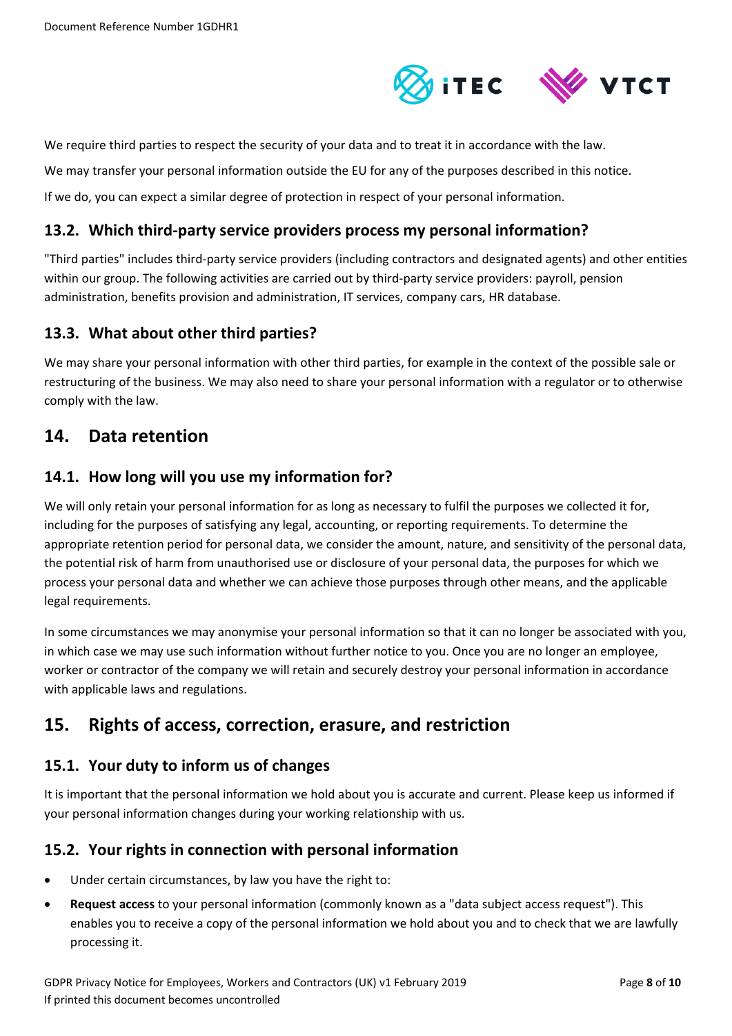We require third parties to respect the security of your data and to treat it in accordance with the law.

We may transfer your personal information outside the EU for any of the purposes described in this notice.

If we do, you can expect a similar degree of protection in respect of your personal information.

### 13.2. Which third-party service providers process my personal information?

"Third parties" includes third-party service providers (including contractors and designated agents) and other entities within our group. The following activities are carried out by third-party service providers: payroll, pension administration, benefits provision and administration, IT services, company cars, HR database.

### 13.3. What about other third parties?

We may share your personal information with other third parties, for example in the context of the possible sale or restructuring of the business. We may also need to share your personal information with a regulator or to otherwise comply with the law.

## 14. Data retention

### 14.1. How long will you use my information for?

We will only retain your personal information for as long as necessary to fulfil the purposes we collected it for, including for the purposes of satisfying any legal, accounting, or reporting requirements. To determine the appropriate retention period for personal data, we consider the amount, nature, and sensitivity of the personal data, the potential risk of harm from unauthorised use or disclosure of your personal data, the purposes for which we process your personal data and whether we can achieve those purposes through other means, and the applicable legal requirements.

In some circumstances we may anonymise your personal information so that it can no longer be associated with you, in which case we may use such information without further notice to you. Once you are no longer an employee, worker or contractor of the company we will retain and securely destroy your personal information in accordance with applicable laws and regulations.

## 15. Rights of access, correction, erasure, and restriction

### 15.1. Your duty to inform us of changes

It is important that the personal information we hold about you is accurate and current. Please keep us informed if your personal information changes during your working relationship with us.

### 15.2. Your rights in connection with personal information

- Under certain circumstances, by law you have the right to:
- **Request access** to your personal information (commonly known as a "data subject access request"). This enables you to receive a copy of the personal information we hold about you and to check that we are lawfully processing it.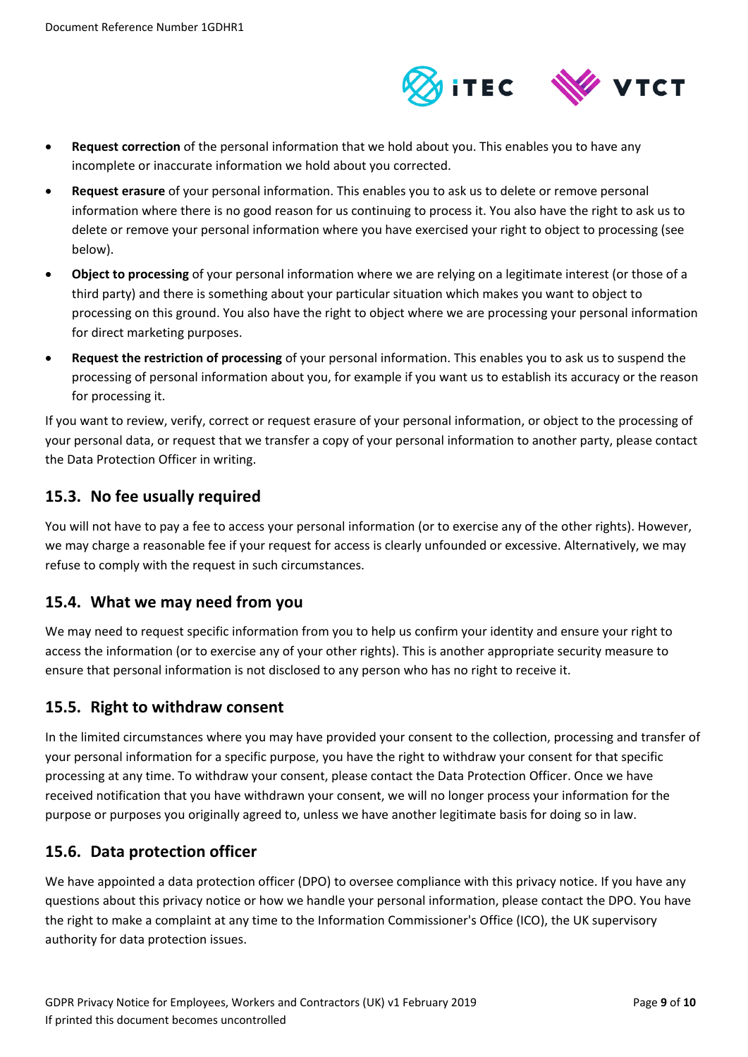- **Request correction** of the personal information that we hold about you. This enables you to have any incomplete or inaccurate information we hold about you corrected.
- **Request erasure** of your personal information. This enables you to ask us to delete or remove personal information where there is no good reason for us continuing to process it. You also have the right to ask us to delete or remove your personal information where you have exercised your right to object to processing (see below).
- **Object to processing** of your personal information where we are relying on a legitimate interest (or those of a third party) and there is something about your particular situation which makes you want to object to processing on this ground. You also have the right to object where we are processing your personal information for direct marketing purposes.
- **Request the restriction of processing** of your personal information. This enables you to ask us to suspend the processing of personal information about you, for example if you want us to establish its accuracy or the reason for processing it.

If you want to review, verify, correct or request erasure of your personal information, or object to the processing of your personal data, or request that we transfer a copy of your personal information to another party, please contact the Data Protection Officer in writing.

## 15.3. No fee usually required

You will not have to pay a fee to access your personal information (or to exercise any of the other rights). However, we may charge a reasonable fee if your request for access is clearly unfounded or excessive. Alternatively, we may refuse to comply with the request in such circumstances.

## 15.4. What we may need from you

We may need to request specific information from you to help us confirm your identity and ensure your right to access the information (or to exercise any of your other rights). This is another appropriate security measure to ensure that personal information is not disclosed to any person who has no right to receive it.

## 15.5. Right to withdraw consent

In the limited circumstances where you may have provided your consent to the collection, processing and transfer of your personal information for a specific purpose, you have the right to withdraw your consent for that specific processing at any time. To withdraw your consent, please contact the Data Protection Officer. Once we have received notification that you have withdrawn your consent, we will no longer process your information for the purpose or purposes you originally agreed to, unless we have another legitimate basis for doing so in law.

## 15.6. Data protection officer

We have appointed a data protection officer (DPO) to oversee compliance with this privacy notice. If you have any questions about this privacy notice or how we handle your personal information, please contact the DPO. You have the right to make a complaint at any time to the Information Commissioner's Office (ICO), the UK supervisory authority for data protection issues.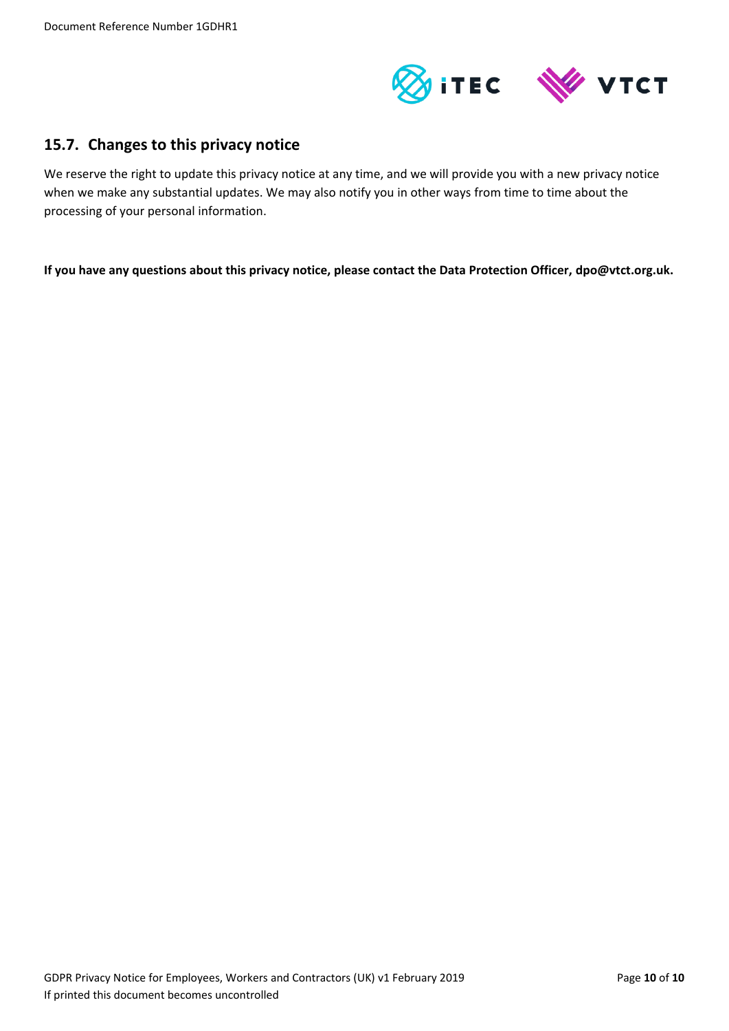## 15.7. Changes to this privacy notice

We reserve the right to update this privacy notice at any time, and we will provide you with a new privacy notice when we make any substantial updates. We may also notify you in other ways from time to time about the processing of your personal information.

**If you have any questions about this privacy notice, please contact the Data Protection Officer, dpo@vtct.org.uk.**